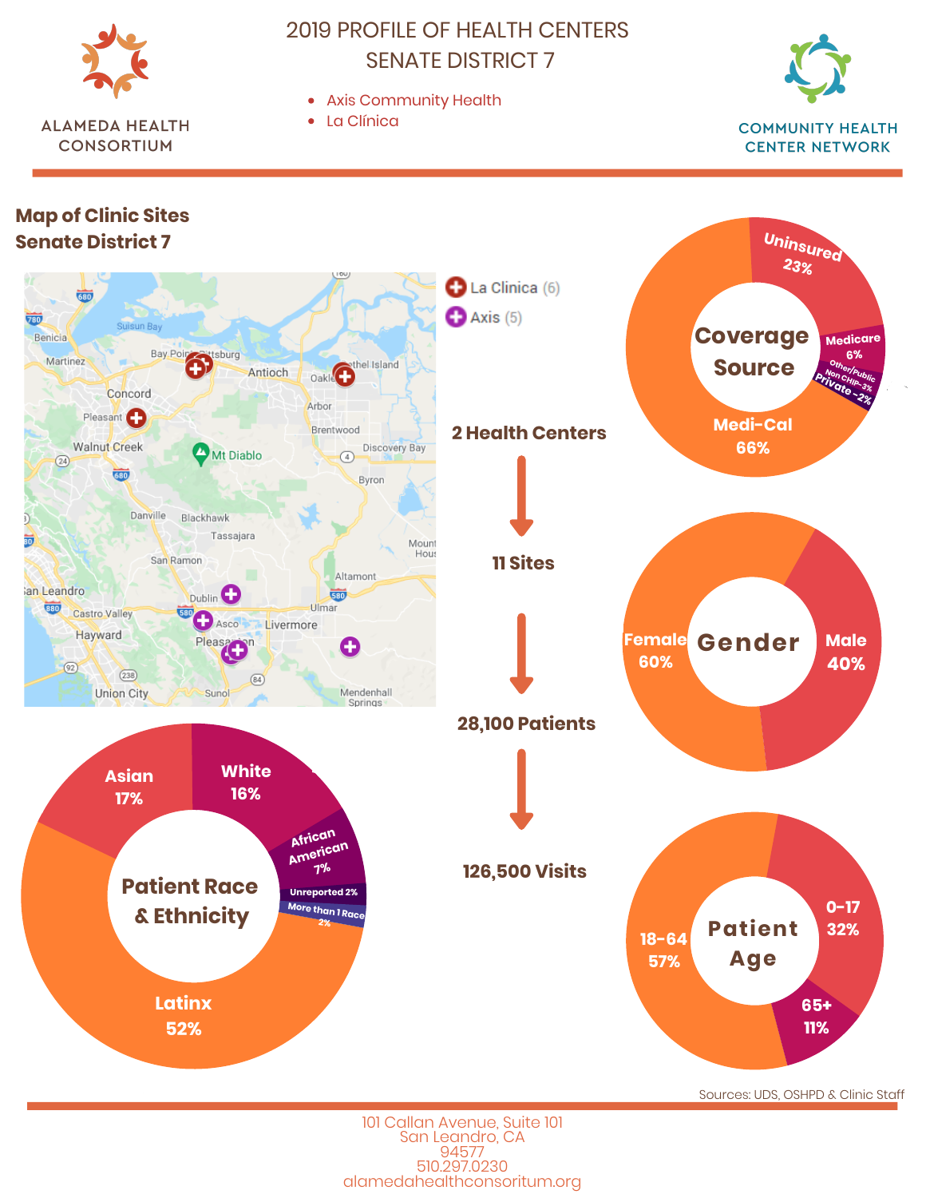ALAMEDA HEALTH CONSORTIUM

# 2019 PROFILE OF HEALTH CENTERS SENATE DISTRICT 7

- Axis Community Health
- La Clínica

COMMUNITY HEALTH CENTER NETWORK

## Map of Clinic Sites Senate District 7

- La Clinica (6)
- Axis (5)

**2 Health Centers** → **11 Sites** → **28,100 Patients** → **126,500 Visits**

### Coverage Source

- Uninsured 23%
- Medicare 6%
- Other/Public Non CHIP-3%
- Private -2%
- Medi-Cal 66%

### Gender

- Female 60%
- Male 40%

### Patient Race & Ethnicity

- Asian 17%
- White 16%
- African American 7%
- Unreported 2%
- More than 1 Race 2%
- Latinx 52%

### Patient Age

- 0-17 32%
- 65+ 11%
- 18-64 57%

Sources: UDS, OSHPD & Clinic Staff

101 Callan Avenue, Suite 101
San Leandro, CA
94577
510.297.0230
alamedahealthconsoritum.org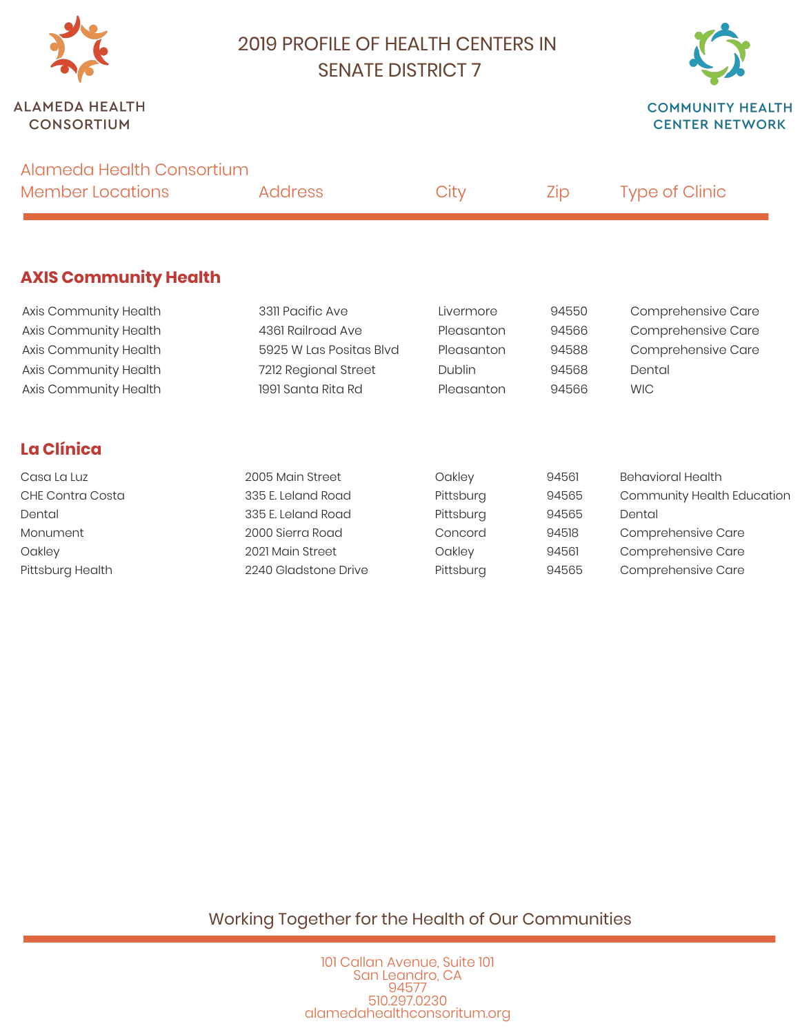ALAMEDA HEALTH CONSORTIUM

# 2019 PROFILE OF HEALTH CENTERS IN SENATE DISTRICT 7

COMMUNITY HEALTH CENTER NETWORK

| Alameda Health Consortium Member Locations | Address | City | Zip | Type of Clinic |
|---|---|---|---|---|
| **AXIS Community Health** | | | | |
| Axis Community Health | 3311 Pacific Ave | Livermore | 94550 | Comprehensive Care |
| Axis Community Health | 4361 Railroad Ave | Pleasanton | 94566 | Comprehensive Care |
| Axis Community Health | 5925 W Las Positas Blvd | Pleasanton | 94588 | Comprehensive Care |
| Axis Community Health | 7212 Regional Street | Dublin | 94568 | Dental |
| Axis Community Health | 1991 Santa Rita Rd | Pleasanton | 94566 | WIC |
| **La Clínica** | | | | |
| Casa La Luz | 2005 Main Street | Oakley | 94561 | Behavioral Health |
| CHE Contra Costa | 335 E. Leland Road | Pittsburg | 94565 | Community Health Education |
| Dental | 335 E. Leland Road | Pittsburg | 94565 | Dental |
| Monument | 2000 Sierra Road | Concord | 94518 | Comprehensive Care |
| Oakley | 2021 Main Street | Oakley | 94561 | Comprehensive Care |
| Pittsburg Health | 2240 Gladstone Drive | Pittsburg | 94565 | Comprehensive Care |

Working Together for the Health of Our Communities

101 Callan Avenue, Suite 101
San Leandro, CA
94577
510.297.0230
alamedahealthconsoritum.org